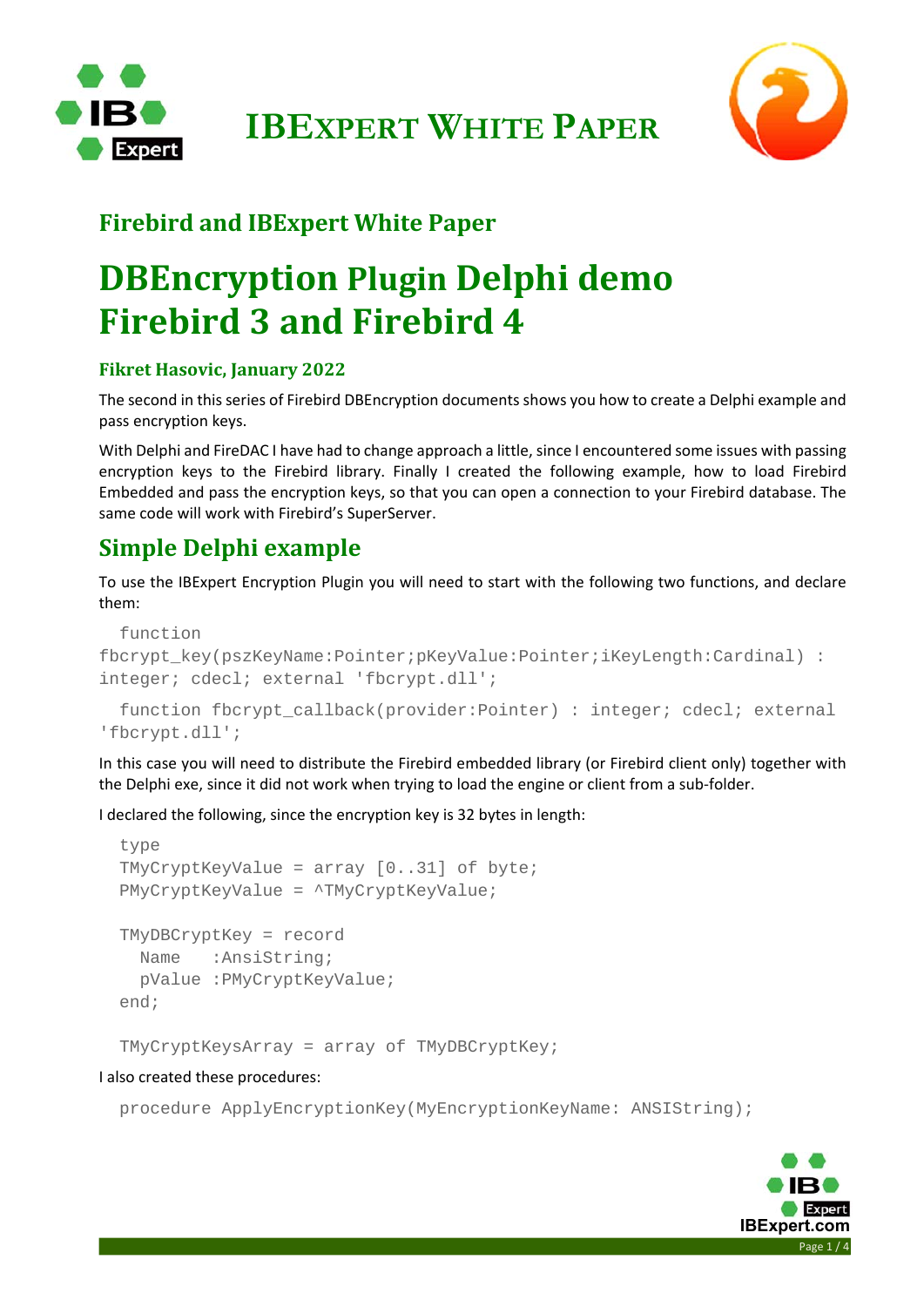# IBEXPERT WHITE PAPER

## Firebird and IBExpert White Paper

# DBEncryption Plugin Delphi demo Firebird 3 and Firebird 4

### Fikret Hasovic, January 2022

The second in this series of Firebird DBEncryption documents shows you how to create a Delphi example and pass encryption keys.

With Delphi and FireDAC I have had to change approach a little, since I encountered some issues with passing encryption keys to the Firebird library. Finally I created the following example, how to load Firebird Embedded and pass the encryption keys, so that you can open a connection to your Firebird database. The same code will work with Firebird's SuperServer.

## Simple Delphi example

To use the IBExpert Encryption Plugin you will need to start with the following two functions, and declare them:

```
  function
fbcrypt_key(pszKeyName:Pointer;pKeyValue:Pointer;iKeyLength:Cardinal) :
integer; cdecl; external 'fbcrypt.dll';
```

```
  function fbcrypt_callback(provider:Pointer) : integer; cdecl; external
'fbcrypt.dll';
```

In this case you will need to distribute the Firebird embedded library (or Firebird client only) together with the Delphi exe, since it did not work when trying to load the engine or client from a sub-folder.

I declared the following, since the encryption key is 32 bytes in length:

```
  type
  TMyCryptKeyValue = array [0..31] of byte;
  PMyCryptKeyValue = ^TMyCryptKeyValue;

  TMyDBCryptKey = record
    Name   :AnsiString;
    pValue :PMyCryptKeyValue;
  end;

  TMyCryptKeysArray = array of TMyDBCryptKey;
```

I also created these procedures:

```
  procedure ApplyEncryptionKey(MyEncryptionKeyName: ANSIString);
```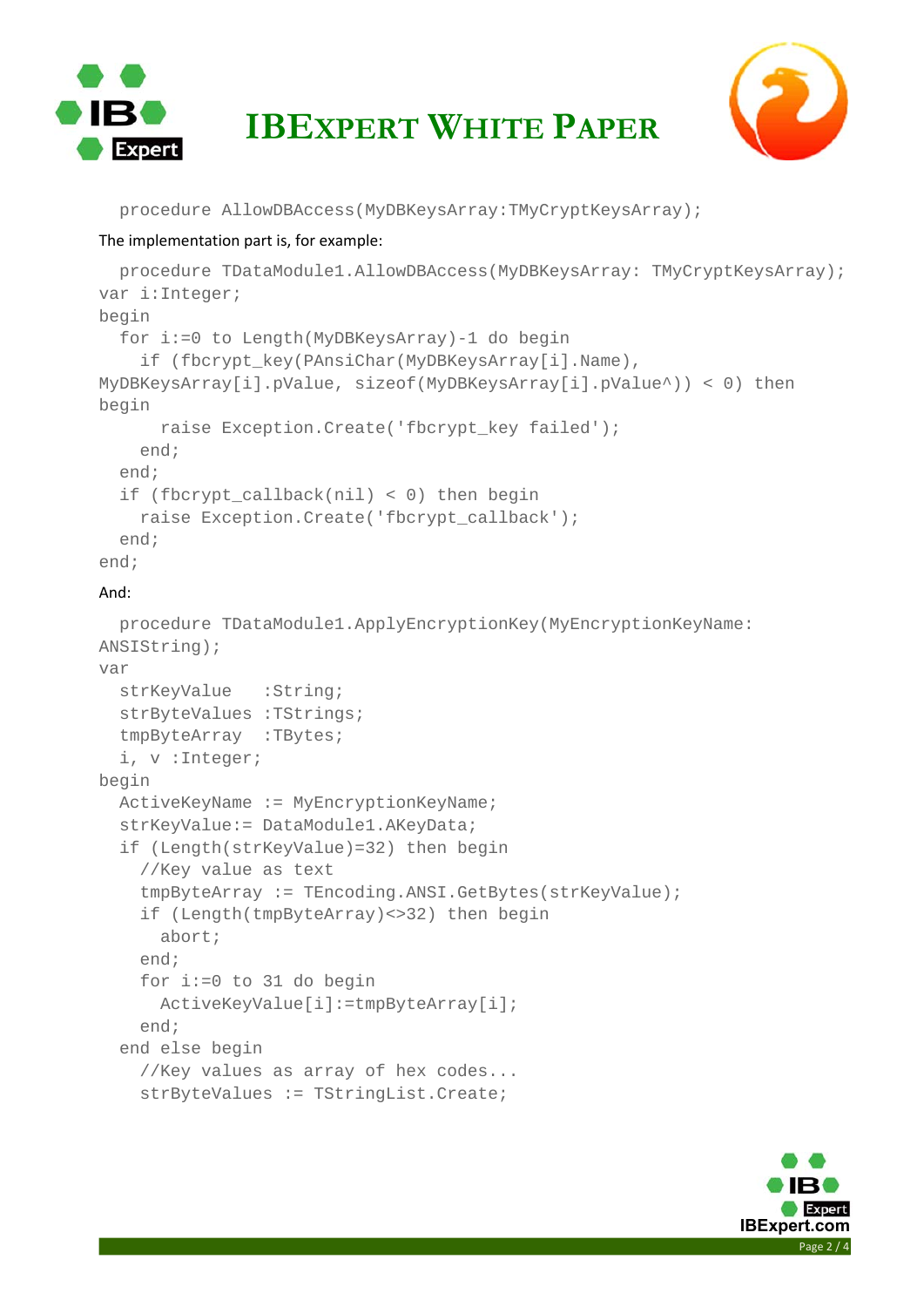```
  procedure AllowDBAccess(MyDBKeysArray:TMyCryptKeysArray);
```

The implementation part is, for example:

```
  procedure TDataModule1.AllowDBAccess(MyDBKeysArray: TMyCryptKeysArray);
var i:Integer;
begin
  for i:=0 to Length(MyDBKeysArray)-1 do begin
    if (fbcrypt_key(PAnsiChar(MyDBKeysArray[i].Name),
MyDBKeysArray[i].pValue, sizeof(MyDBKeysArray[i].pValue^)) < 0) then
begin
      raise Exception.Create('fbcrypt_key failed');
    end;
  end;
  if (fbcrypt_callback(nil) < 0) then begin
    raise Exception.Create('fbcrypt_callback');
  end;
end;
```

And:

```
  procedure TDataModule1.ApplyEncryptionKey(MyEncryptionKeyName:
ANSIString);
var
  strKeyValue   :String;
  strByteValues :TStrings;
  tmpByteArray  :TBytes;
  i, v :Integer;
begin
  ActiveKeyName := MyEncryptionKeyName;
  strKeyValue:= DataModule1.AKeyData;
  if (Length(strKeyValue)=32) then begin
    //Key value as text
    tmpByteArray := TEncoding.ANSI.GetBytes(strKeyValue);
    if (Length(tmpByteArray)<>32) then begin
      abort;
    end;
    for i:=0 to 31 do begin
      ActiveKeyValue[i]:=tmpByteArray[i];
    end;
  end else begin
    //Key values as array of hex codes...
    strByteValues := TStringList.Create;
```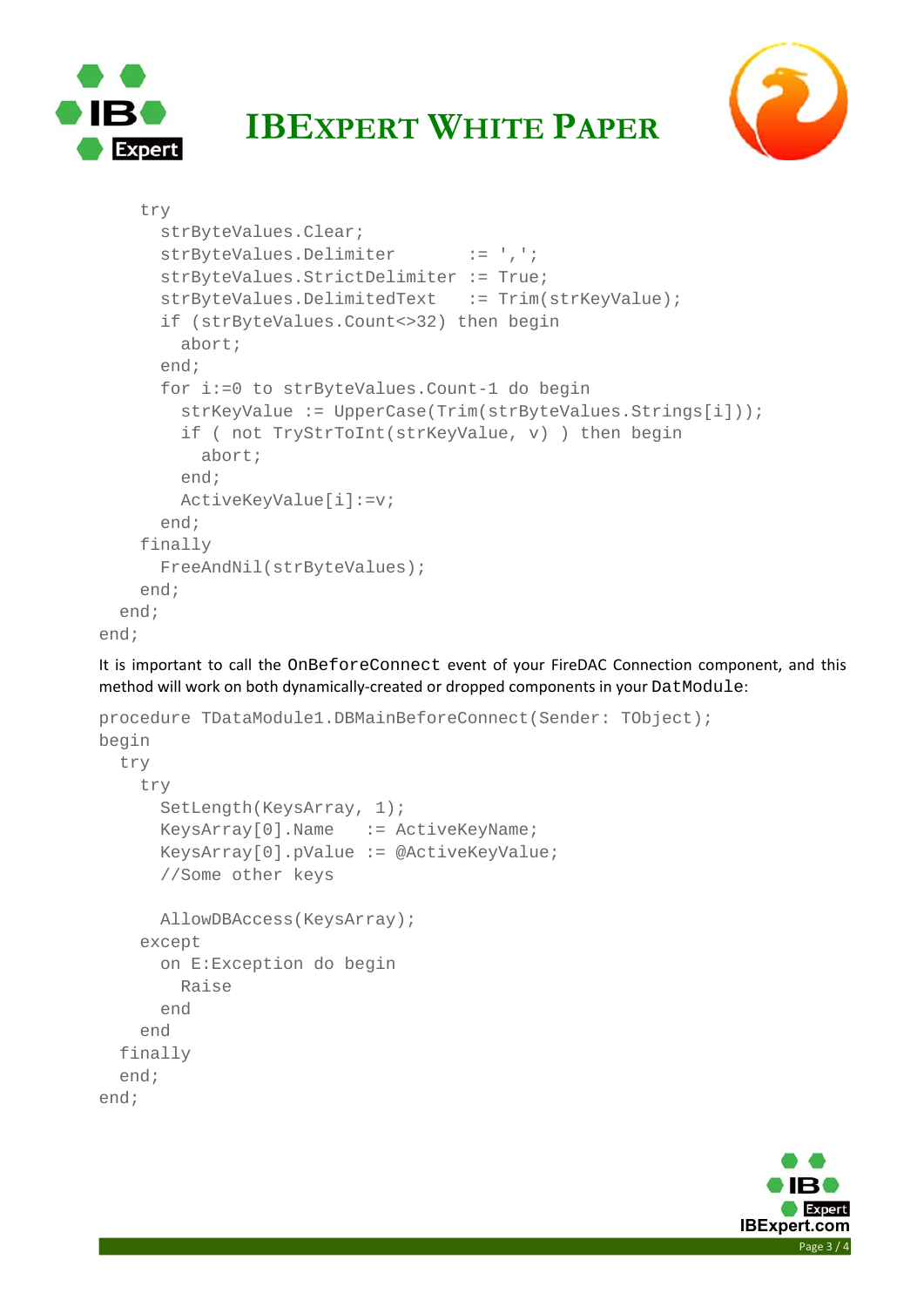```
    try
      strByteValues.Clear;
      strByteValues.Delimiter       := ',';
      strByteValues.StrictDelimiter := True;
      strByteValues.DelimitedText   := Trim(strKeyValue);
      if (strByteValues.Count<>32) then begin
        abort;
      end;
      for i:=0 to strByteValues.Count-1 do begin
        strKeyValue := UpperCase(Trim(strByteValues.Strings[i]));
        if ( not TryStrToInt(strKeyValue, v) ) then begin
          abort;
        end;
        ActiveKeyValue[i]:=v;
      end;
    finally
      FreeAndNil(strByteValues);
    end;
  end;
end;
```

It is important to call the `OnBeforeConnect` event of your FireDAC Connection component, and this method will work on both dynamically-created or dropped components in your `DatModule`:

```
procedure TDataModule1.DBMainBeforeConnect(Sender: TObject);
begin
  try
    try
      SetLength(KeysArray, 1);
      KeysArray[0].Name   := ActiveKeyName;
      KeysArray[0].pValue := @ActiveKeyValue;
      //Some other keys

      AllowDBAccess(KeysArray);
    except
      on E:Exception do begin
        Raise
      end
    end
  finally
  end;
end;
```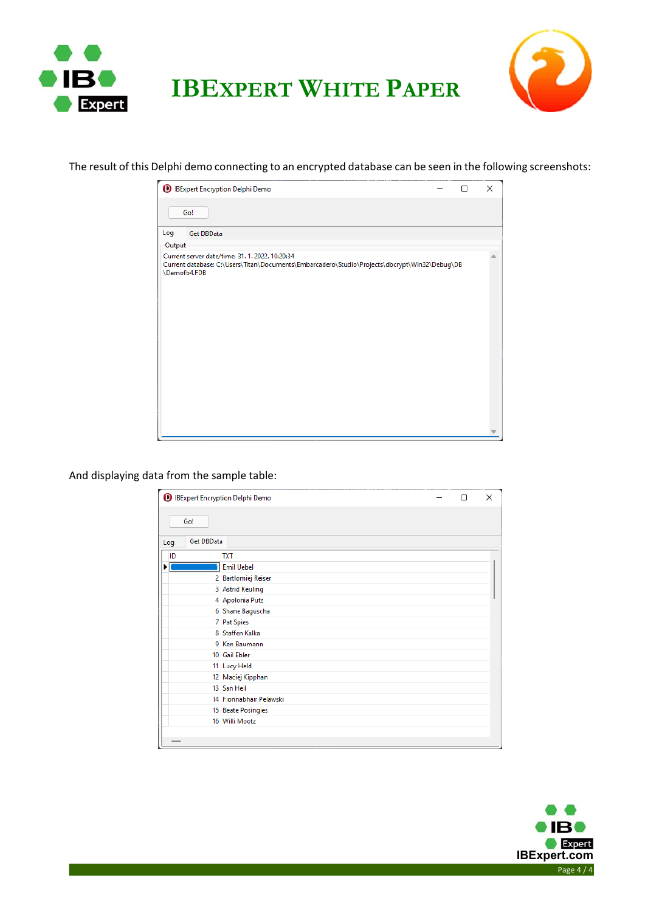The result of this Delphi demo connecting to an encrypted database can be seen in the following screenshots:

And displaying data from the sample table: